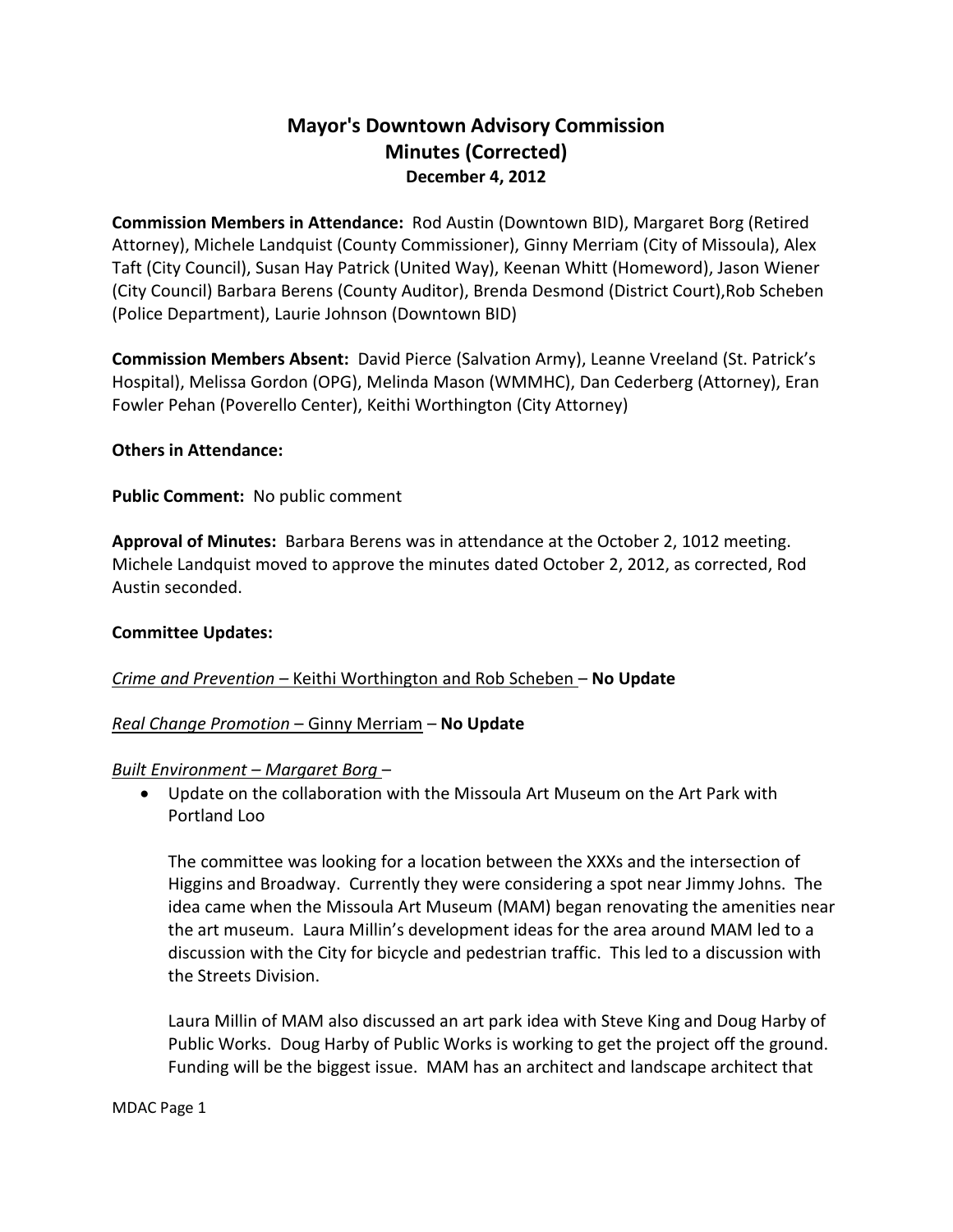# Mayor's Downtown Advisory Commission
## Minutes (Corrected)
### December 4, 2012

**Commission Members in Attendance:** Rod Austin (Downtown BID), Margaret Borg (Retired Attorney), Michele Landquist (County Commissioner), Ginny Merriam (City of Missoula), Alex Taft (City Council), Susan Hay Patrick (United Way), Keenan Whitt (Homeword), Jason Wiener (City Council) Barbara Berens (County Auditor), Brenda Desmond (District Court),Rob Scheben (Police Department), Laurie Johnson (Downtown BID)

**Commission Members Absent:** David Pierce (Salvation Army), Leanne Vreeland (St. Patrick's Hospital), Melissa Gordon (OPG), Melinda Mason (WMMHC), Dan Cederberg (Attorney), Eran Fowler Pehan (Poverello Center), Keithi Worthington (City Attorney)

**Others in Attendance:**

**Public Comment:** No public comment

**Approval of Minutes:** Barbara Berens was in attendance at the October 2, 1012 meeting. Michele Landquist moved to approve the minutes dated October 2, 2012, as corrected, Rod Austin seconded.

**Committee Updates:**

*Crime and Prevention* – Keithi Worthington and Rob Scheben – **No Update**

*Real Change Promotion* – Ginny Merriam – **No Update**

*Built Environment – Margaret Borg* –

- Update on the collaboration with the Missoula Art Museum on the Art Park with Portland Loo

  The committee was looking for a location between the XXXs and the intersection of Higgins and Broadway. Currently they were considering a spot near Jimmy Johns. The idea came when the Missoula Art Museum (MAM) began renovating the amenities near the art museum. Laura Millin's development ideas for the area around MAM led to a discussion with the City for bicycle and pedestrian traffic. This led to a discussion with the Streets Division.

  Laura Millin of MAM also discussed an art park idea with Steve King and Doug Harby of Public Works. Doug Harby of Public Works is working to get the project off the ground. Funding will be the biggest issue. MAM has an architect and landscape architect that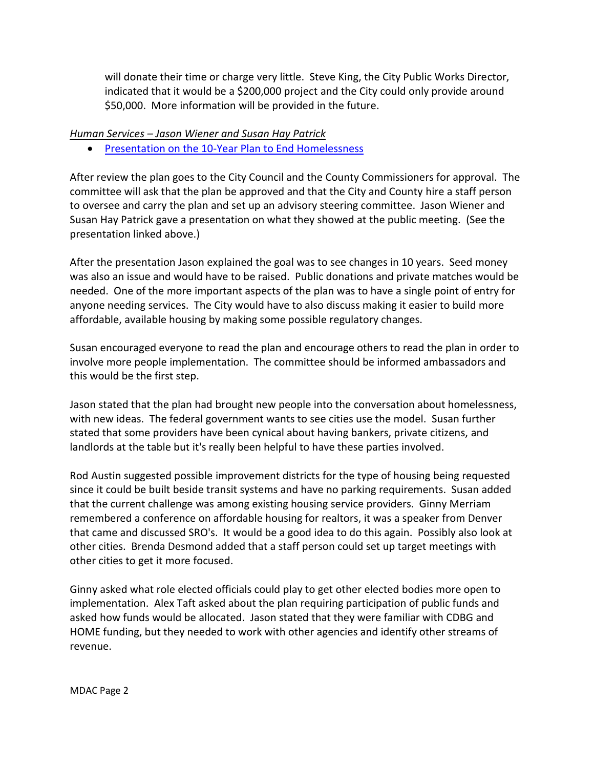will donate their time or charge very little. Steve King, the City Public Works Director, indicated that it would be a $200,000 project and the City could only provide around $50,000. More information will be provided in the future.

*Human Services – Jason Wiener and Susan Hay Patrick*

- [Presentation on the 10-Year Plan to End Homelessness]

After review the plan goes to the City Council and the County Commissioners for approval. The committee will ask that the plan be approved and that the City and County hire a staff person to oversee and carry the plan and set up an advisory steering committee. Jason Wiener and Susan Hay Patrick gave a presentation on what they showed at the public meeting. (See the presentation linked above.)

After the presentation Jason explained the goal was to see changes in 10 years. Seed money was also an issue and would have to be raised. Public donations and private matches would be needed. One of the more important aspects of the plan was to have a single point of entry for anyone needing services. The City would have to also discuss making it easier to build more affordable, available housing by making some possible regulatory changes.

Susan encouraged everyone to read the plan and encourage others to read the plan in order to involve more people implementation. The committee should be informed ambassadors and this would be the first step.

Jason stated that the plan had brought new people into the conversation about homelessness, with new ideas. The federal government wants to see cities use the model. Susan further stated that some providers have been cynical about having bankers, private citizens, and landlords at the table but it's really been helpful to have these parties involved.

Rod Austin suggested possible improvement districts for the type of housing being requested since it could be built beside transit systems and have no parking requirements. Susan added that the current challenge was among existing housing service providers. Ginny Merriam remembered a conference on affordable housing for realtors, it was a speaker from Denver that came and discussed SRO's. It would be a good idea to do this again. Possibly also look at other cities. Brenda Desmond added that a staff person could set up target meetings with other cities to get it more focused.

Ginny asked what role elected officials could play to get other elected bodies more open to implementation. Alex Taft asked about the plan requiring participation of public funds and asked how funds would be allocated. Jason stated that they were familiar with CDBG and HOME funding, but they needed to work with other agencies and identify other streams of revenue.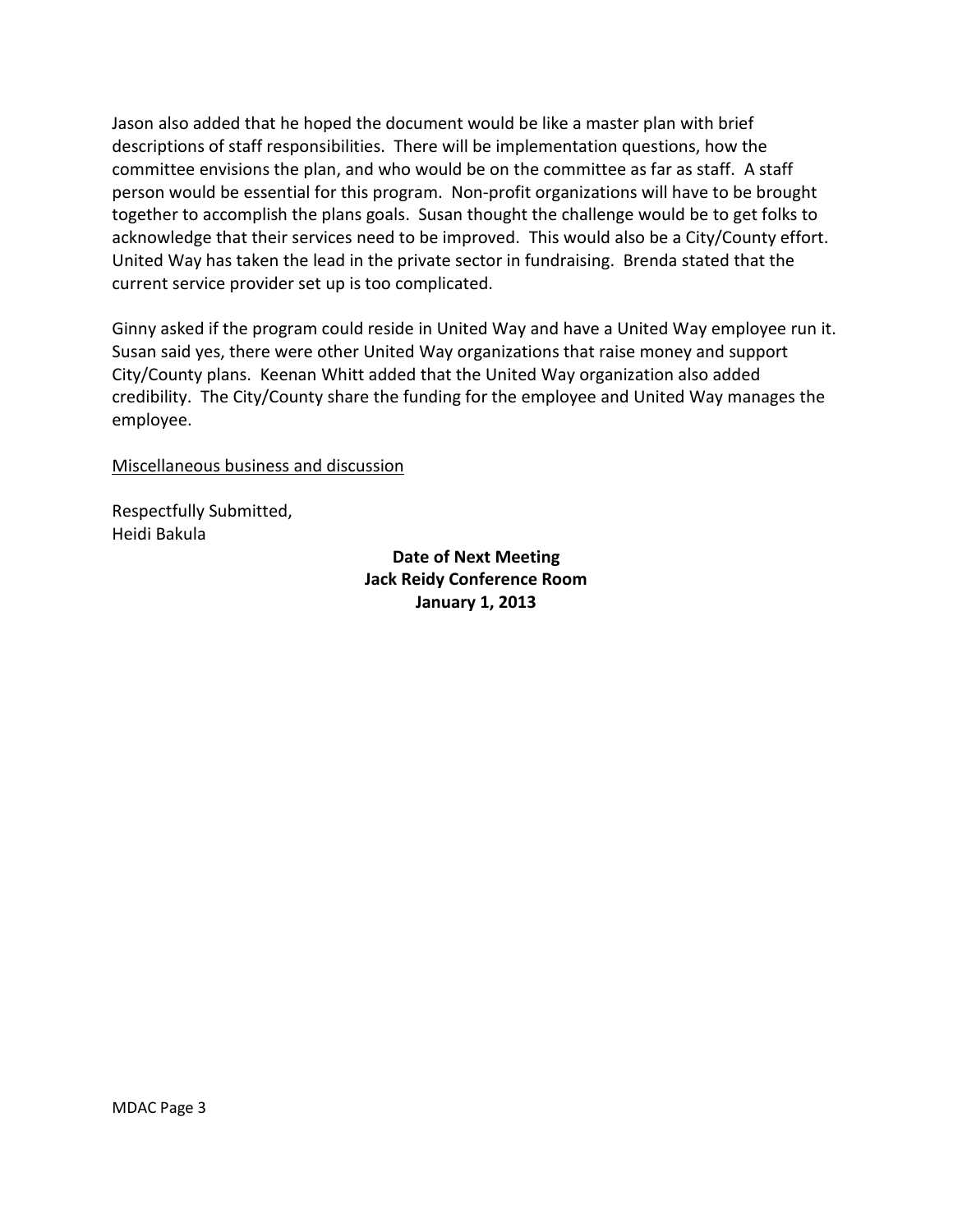Jason also added that he hoped the document would be like a master plan with brief descriptions of staff responsibilities. There will be implementation questions, how the committee envisions the plan, and who would be on the committee as far as staff. A staff person would be essential for this program. Non-profit organizations will have to be brought together to accomplish the plans goals. Susan thought the challenge would be to get folks to acknowledge that their services need to be improved. This would also be a City/County effort. United Way has taken the lead in the private sector in fundraising. Brenda stated that the current service provider set up is too complicated.

Ginny asked if the program could reside in United Way and have a United Way employee run it. Susan said yes, there were other United Way organizations that raise money and support City/County plans. Keenan Whitt added that the United Way organization also added credibility. The City/County share the funding for the employee and United Way manages the employee.

<u>Miscellaneous business and discussion</u>

Respectfully Submitted,
Heidi Bakula

**Date of Next Meeting**
**Jack Reidy Conference Room**
**January 1, 2013**